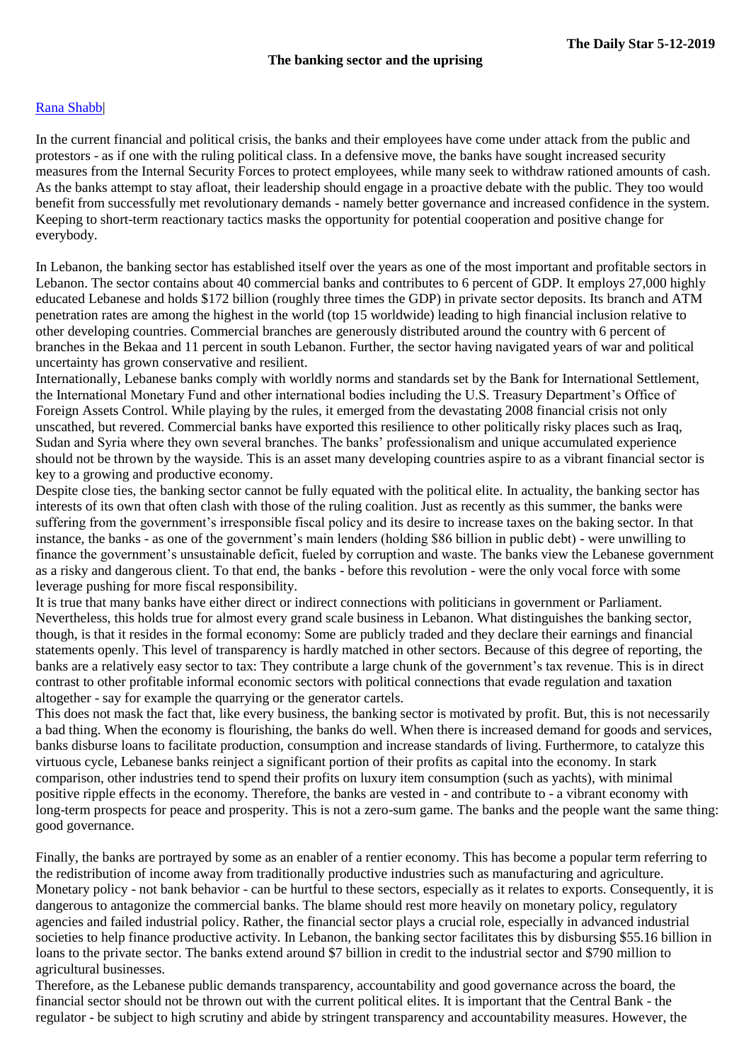**The Daily Star 5-12-2019**

# The banking sector and the uprising

[Rana Shabb](#)

In the current financial and political crisis, the banks and their employees have come under attack from the public and protestors - as if one with the ruling political class. In a defensive move, the banks have sought increased security measures from the Internal Security Forces to protect employees, while many seek to withdraw rationed amounts of cash. As the banks attempt to stay afloat, their leadership should engage in a proactive debate with the public. They too would benefit from successfully met revolutionary demands - namely better governance and increased confidence in the system. Keeping to short-term reactionary tactics masks the opportunity for potential cooperation and positive change for everybody.

In Lebanon, the banking sector has established itself over the years as one of the most important and profitable sectors in Lebanon. The sector contains about 40 commercial banks and contributes to 6 percent of GDP. It employs 27,000 highly educated Lebanese and holds $172 billion (roughly three times the GDP) in private sector deposits. Its branch and ATM penetration rates are among the highest in the world (top 15 worldwide) leading to high financial inclusion relative to other developing countries. Commercial branches are generously distributed around the country with 6 percent of branches in the Bekaa and 11 percent in south Lebanon. Further, the sector having navigated years of war and political uncertainty has grown conservative and resilient.

Internationally, Lebanese banks comply with worldly norms and standards set by the Bank for International Settlement, the International Monetary Fund and other international bodies including the U.S. Treasury Department's Office of Foreign Assets Control. While playing by the rules, it emerged from the devastating 2008 financial crisis not only unscathed, but revered. Commercial banks have exported this resilience to other politically risky places such as Iraq, Sudan and Syria where they own several branches. The banks' professionalism and unique accumulated experience should not be thrown by the wayside. This is an asset many developing countries aspire to as a vibrant financial sector is key to a growing and productive economy.

Despite close ties, the banking sector cannot be fully equated with the political elite. In actuality, the banking sector has interests of its own that often clash with those of the ruling coalition. Just as recently as this summer, the banks were suffering from the government's irresponsible fiscal policy and its desire to increase taxes on the baking sector. In that instance, the banks - as one of the government's main lenders (holding $86 billion in public debt) - were unwilling to finance the government's unsustainable deficit, fueled by corruption and waste. The banks view the Lebanese government as a risky and dangerous client. To that end, the banks - before this revolution - were the only vocal force with some leverage pushing for more fiscal responsibility.

It is true that many banks have either direct or indirect connections with politicians in government or Parliament. Nevertheless, this holds true for almost every grand scale business in Lebanon. What distinguishes the banking sector, though, is that it resides in the formal economy: Some are publicly traded and they declare their earnings and financial statements openly. This level of transparency is hardly matched in other sectors. Because of this degree of reporting, the banks are a relatively easy sector to tax: They contribute a large chunk of the government's tax revenue. This is in direct contrast to other profitable informal economic sectors with political connections that evade regulation and taxation altogether - say for example the quarrying or the generator cartels.

This does not mask the fact that, like every business, the banking sector is motivated by profit. But, this is not necessarily a bad thing. When the economy is flourishing, the banks do well. When there is increased demand for goods and services, banks disburse loans to facilitate production, consumption and increase standards of living. Furthermore, to catalyze this virtuous cycle, Lebanese banks reinject a significant portion of their profits as capital into the economy. In stark comparison, other industries tend to spend their profits on luxury item consumption (such as yachts), with minimal positive ripple effects in the economy. Therefore, the banks are vested in - and contribute to - a vibrant economy with long-term prospects for peace and prosperity. This is not a zero-sum game. The banks and the people want the same thing: good governance.

Finally, the banks are portrayed by some as an enabler of a rentier economy. This has become a popular term referring to the redistribution of income away from traditionally productive industries such as manufacturing and agriculture. Monetary policy - not bank behavior - can be hurtful to these sectors, especially as it relates to exports. Consequently, it is dangerous to antagonize the commercial banks. The blame should rest more heavily on monetary policy, regulatory agencies and failed industrial policy. Rather, the financial sector plays a crucial role, especially in advanced industrial societies to help finance productive activity. In Lebanon, the banking sector facilitates this by disbursing $55.16 billion in loans to the private sector. The banks extend around $7 billion in credit to the industrial sector and $790 million to agricultural businesses.

Therefore, as the Lebanese public demands transparency, accountability and good governance across the board, the financial sector should not be thrown out with the current political elites. It is important that the Central Bank - the regulator - be subject to high scrutiny and abide by stringent transparency and accountability measures. However, the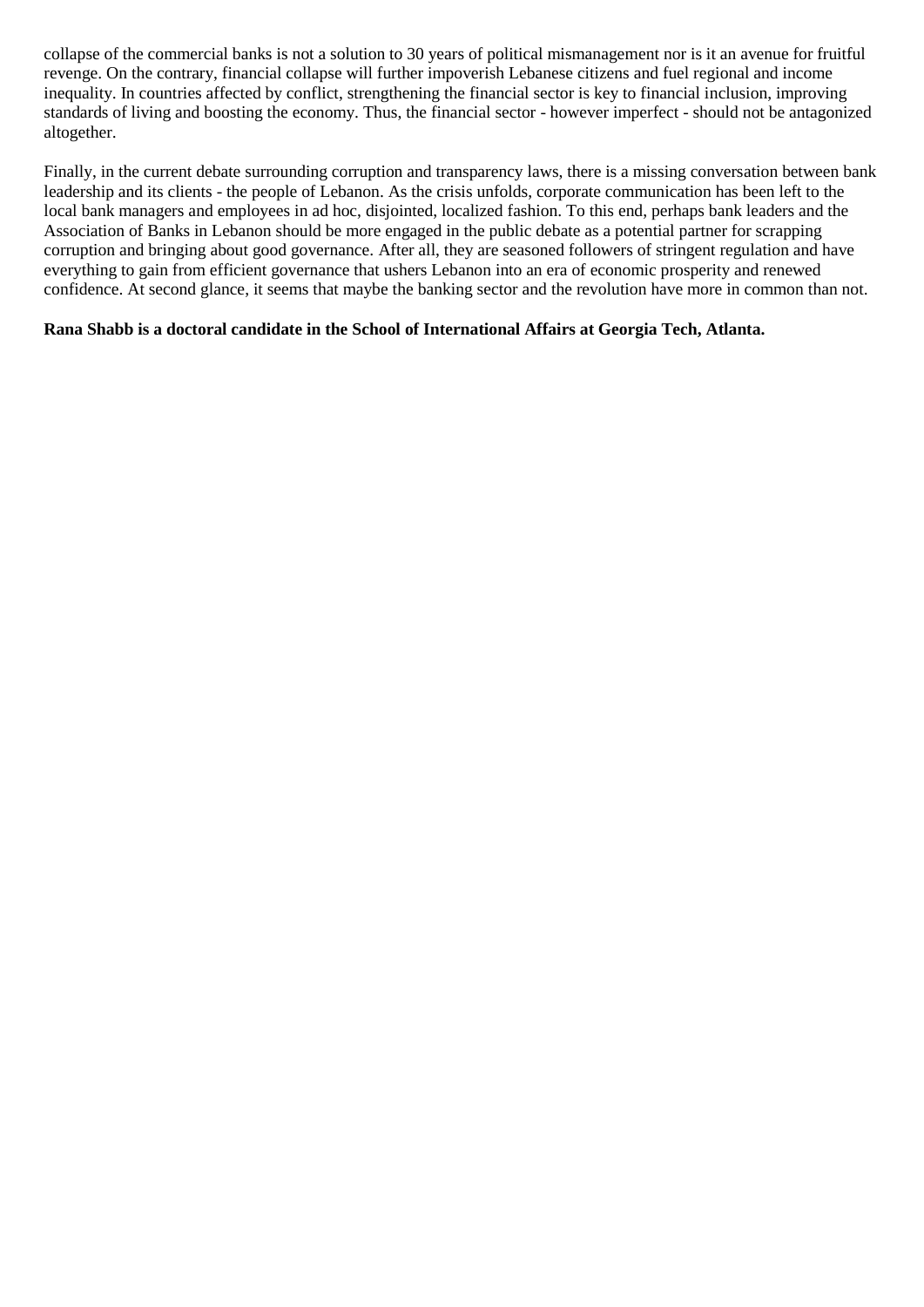collapse of the commercial banks is not a solution to 30 years of political mismanagement nor is it an avenue for fruitful revenge. On the contrary, financial collapse will further impoverish Lebanese citizens and fuel regional and income inequality. In countries affected by conflict, strengthening the financial sector is key to financial inclusion, improving standards of living and boosting the economy. Thus, the financial sector - however imperfect - should not be antagonized altogether.

Finally, in the current debate surrounding corruption and transparency laws, there is a missing conversation between bank leadership and its clients - the people of Lebanon. As the crisis unfolds, corporate communication has been left to the local bank managers and employees in ad hoc, disjointed, localized fashion. To this end, perhaps bank leaders and the Association of Banks in Lebanon should be more engaged in the public debate as a potential partner for scrapping corruption and bringing about good governance. After all, they are seasoned followers of stringent regulation and have everything to gain from efficient governance that ushers Lebanon into an era of economic prosperity and renewed confidence. At second glance, it seems that maybe the banking sector and the revolution have more in common than not.

**Rana Shabb is a doctoral candidate in the School of International Affairs at Georgia Tech, Atlanta.**